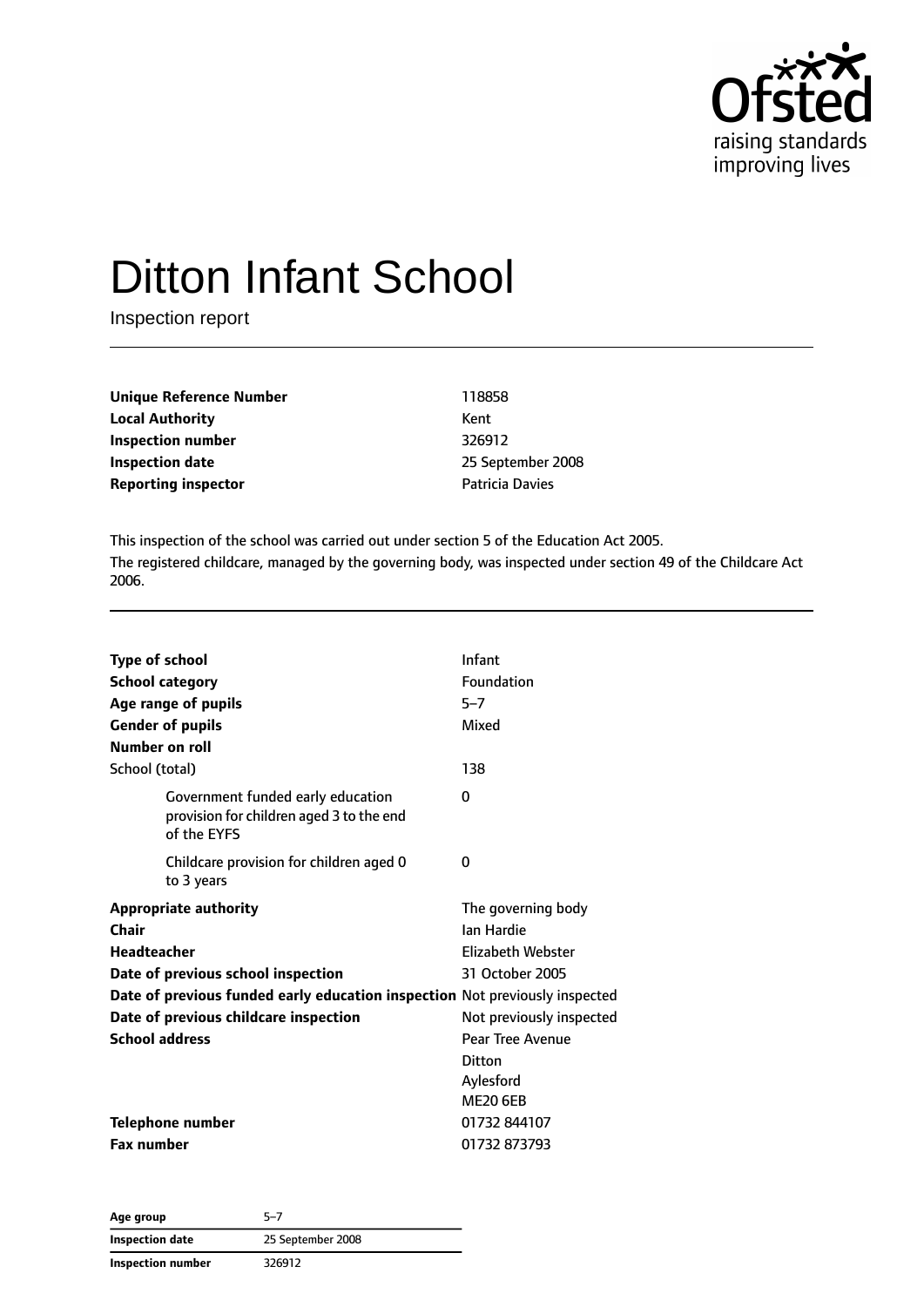# Ditton Infant School

Inspection report

| | |
|---|---|
| **Unique Reference Number** | 118858 |
| **Local Authority** | Kent |
| **Inspection number** | 326912 |
| **Inspection date** | 25 September 2008 |
| **Reporting inspector** | Patricia Davies |

This inspection of the school was carried out under section 5 of the Education Act 2005.

The registered childcare, managed by the governing body, was inspected under section 49 of the Childcare Act 2006.

| | |
|---|---|
| **Type of school** | Infant |
| **School category** | Foundation |
| **Age range of pupils** | 5–7 |
| **Gender of pupils** | Mixed |
| **Number on roll** | |
| School (total) | 138 |
| Government funded early education provision for children aged 3 to the end of the EYFS | 0 |
| Childcare provision for children aged 0 to 3 years | 0 |
| **Appropriate authority** | The governing body |
| **Chair** | Ian Hardie |
| **Headteacher** | Elizabeth Webster |
| **Date of previous school inspection** | 31 October 2005 |
| **Date of previous funded early education inspection** | Not previously inspected |
| **Date of previous childcare inspection** | Not previously inspected |
| **School address** | Pear Tree Avenue<br>Ditton<br>Aylesford<br>ME20 6EB |
| **Telephone number** | 01732 844107 |
| **Fax number** | 01732 873793 |

| | |
|---|---|
| **Age group** | 5–7 |
| **Inspection date** | 25 September 2008 |
| **Inspection number** | 326912 |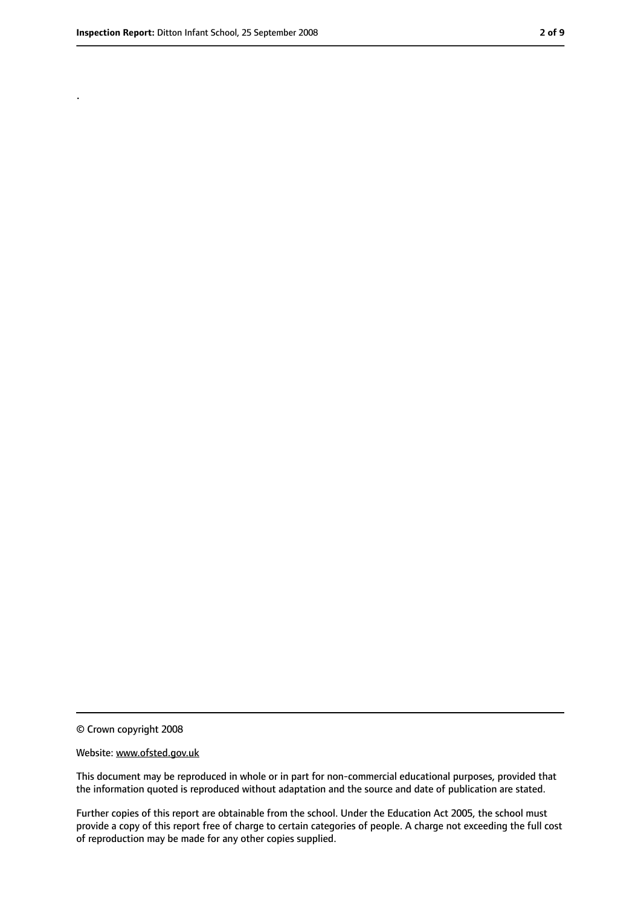.

© Crown copyright 2008

Website: www.ofsted.gov.uk

This document may be reproduced in whole or in part for non-commercial educational purposes, provided that the information quoted is reproduced without adaptation and the source and date of publication are stated.

Further copies of this report are obtainable from the school. Under the Education Act 2005, the school must provide a copy of this report free of charge to certain categories of people. A charge not exceeding the full cost of reproduction may be made for any other copies supplied.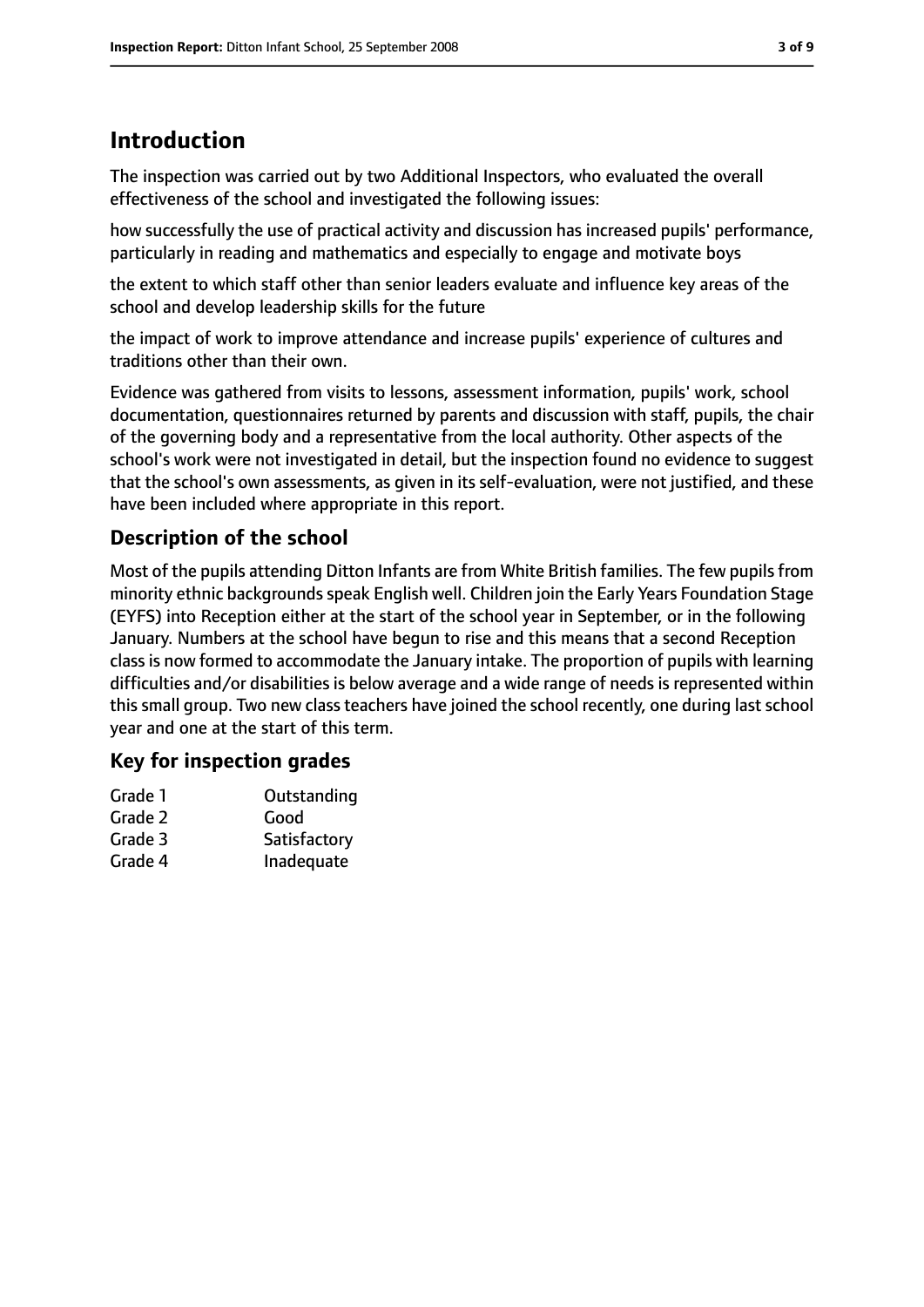# Introduction

The inspection was carried out by two Additional Inspectors, who evaluated the overall effectiveness of the school and investigated the following issues:

how successfully the use of practical activity and discussion has increased pupils' performance, particularly in reading and mathematics and especially to engage and motivate boys

the extent to which staff other than senior leaders evaluate and influence key areas of the school and develop leadership skills for the future

the impact of work to improve attendance and increase pupils' experience of cultures and traditions other than their own.

Evidence was gathered from visits to lessons, assessment information, pupils' work, school documentation, questionnaires returned by parents and discussion with staff, pupils, the chair of the governing body and a representative from the local authority. Other aspects of the school's work were not investigated in detail, but the inspection found no evidence to suggest that the school's own assessments, as given in its self-evaluation, were not justified, and these have been included where appropriate in this report.

## Description of the school

Most of the pupils attending Ditton Infants are from White British families. The few pupils from minority ethnic backgrounds speak English well. Children join the Early Years Foundation Stage (EYFS) into Reception either at the start of the school year in September, or in the following January. Numbers at the school have begun to rise and this means that a second Reception class is now formed to accommodate the January intake. The proportion of pupils with learning difficulties and/or disabilities is below average and a wide range of needs is represented within this small group. Two new class teachers have joined the school recently, one during last school year and one at the start of this term.

## Key for inspection grades

| | |
|---|---|
| Grade 1 | Outstanding |
| Grade 2 | Good |
| Grade 3 | Satisfactory |
| Grade 4 | Inadequate |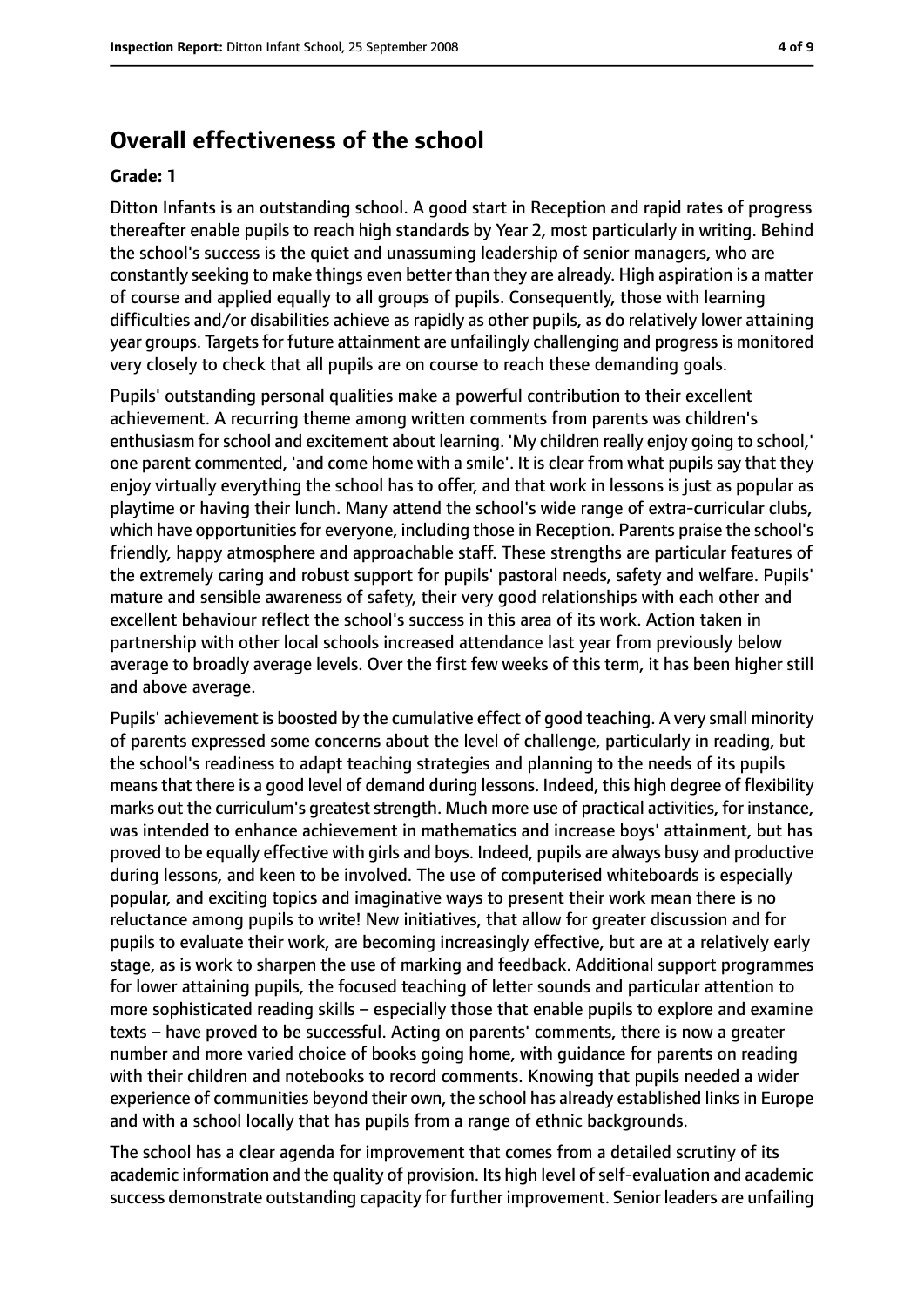## Overall effectiveness of the school

**Grade: 1**

Ditton Infants is an outstanding school. A good start in Reception and rapid rates of progress thereafter enable pupils to reach high standards by Year 2, most particularly in writing. Behind the school's success is the quiet and unassuming leadership of senior managers, who are constantly seeking to make things even better than they are already. High aspiration is a matter of course and applied equally to all groups of pupils. Consequently, those with learning difficulties and/or disabilities achieve as rapidly as other pupils, as do relatively lower attaining year groups. Targets for future attainment are unfailingly challenging and progress is monitored very closely to check that all pupils are on course to reach these demanding goals.

Pupils' outstanding personal qualities make a powerful contribution to their excellent achievement. A recurring theme among written comments from parents was children's enthusiasm for school and excitement about learning. 'My children really enjoy going to school,' one parent commented, 'and come home with a smile'. It is clear from what pupils say that they enjoy virtually everything the school has to offer, and that work in lessons is just as popular as playtime or having their lunch. Many attend the school's wide range of extra-curricular clubs, which have opportunities for everyone, including those in Reception. Parents praise the school's friendly, happy atmosphere and approachable staff. These strengths are particular features of the extremely caring and robust support for pupils' pastoral needs, safety and welfare. Pupils' mature and sensible awareness of safety, their very good relationships with each other and excellent behaviour reflect the school's success in this area of its work. Action taken in partnership with other local schools increased attendance last year from previously below average to broadly average levels. Over the first few weeks of this term, it has been higher still and above average.

Pupils' achievement is boosted by the cumulative effect of good teaching. A very small minority of parents expressed some concerns about the level of challenge, particularly in reading, but the school's readiness to adapt teaching strategies and planning to the needs of its pupils means that there is a good level of demand during lessons. Indeed, this high degree of flexibility marks out the curriculum's greatest strength. Much more use of practical activities, for instance, was intended to enhance achievement in mathematics and increase boys' attainment, but has proved to be equally effective with girls and boys. Indeed, pupils are always busy and productive during lessons, and keen to be involved. The use of computerised whiteboards is especially popular, and exciting topics and imaginative ways to present their work mean there is no reluctance among pupils to write! New initiatives, that allow for greater discussion and for pupils to evaluate their work, are becoming increasingly effective, but are at a relatively early stage, as is work to sharpen the use of marking and feedback. Additional support programmes for lower attaining pupils, the focused teaching of letter sounds and particular attention to more sophisticated reading skills – especially those that enable pupils to explore and examine texts – have proved to be successful. Acting on parents' comments, there is now a greater number and more varied choice of books going home, with guidance for parents on reading with their children and notebooks to record comments. Knowing that pupils needed a wider experience of communities beyond their own, the school has already established links in Europe and with a school locally that has pupils from a range of ethnic backgrounds.

The school has a clear agenda for improvement that comes from a detailed scrutiny of its academic information and the quality of provision. Its high level of self-evaluation and academic success demonstrate outstanding capacity for further improvement. Senior leaders are unfailing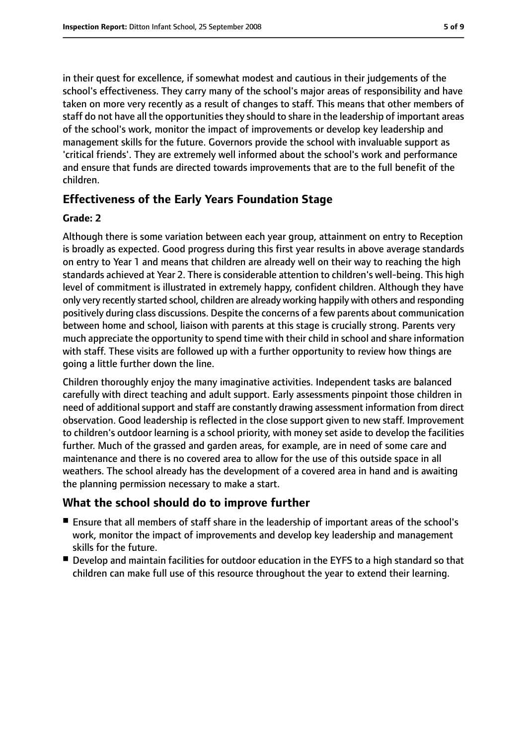in their quest for excellence, if somewhat modest and cautious in their judgements of the school's effectiveness. They carry many of the school's major areas of responsibility and have taken on more very recently as a result of changes to staff. This means that other members of staff do not have all the opportunities they should to share in the leadership of important areas of the school's work, monitor the impact of improvements or develop key leadership and management skills for the future. Governors provide the school with invaluable support as 'critical friends'. They are extremely well informed about the school's work and performance and ensure that funds are directed towards improvements that are to the full benefit of the children.

## Effectiveness of the Early Years Foundation Stage

**Grade: 2**

Although there is some variation between each year group, attainment on entry to Reception is broadly as expected. Good progress during this first year results in above average standards on entry to Year 1 and means that children are already well on their way to reaching the high standards achieved at Year 2. There is considerable attention to children's well-being. This high level of commitment is illustrated in extremely happy, confident children. Although they have only very recently started school, children are already working happily with others and responding positively during class discussions. Despite the concerns of a few parents about communication between home and school, liaison with parents at this stage is crucially strong. Parents very much appreciate the opportunity to spend time with their child in school and share information with staff. These visits are followed up with a further opportunity to review how things are going a little further down the line.

Children thoroughly enjoy the many imaginative activities. Independent tasks are balanced carefully with direct teaching and adult support. Early assessments pinpoint those children in need of additional support and staff are constantly drawing assessment information from direct observation. Good leadership is reflected in the close support given to new staff. Improvement to children's outdoor learning is a school priority, with money set aside to develop the facilities further. Much of the grassed and garden areas, for example, are in need of some care and maintenance and there is no covered area to allow for the use of this outside space in all weathers. The school already has the development of a covered area in hand and is awaiting the planning permission necessary to make a start.

## What the school should do to improve further

- Ensure that all members of staff share in the leadership of important areas of the school's work, monitor the impact of improvements and develop key leadership and management skills for the future.
- Develop and maintain facilities for outdoor education in the EYFS to a high standard so that children can make full use of this resource throughout the year to extend their learning.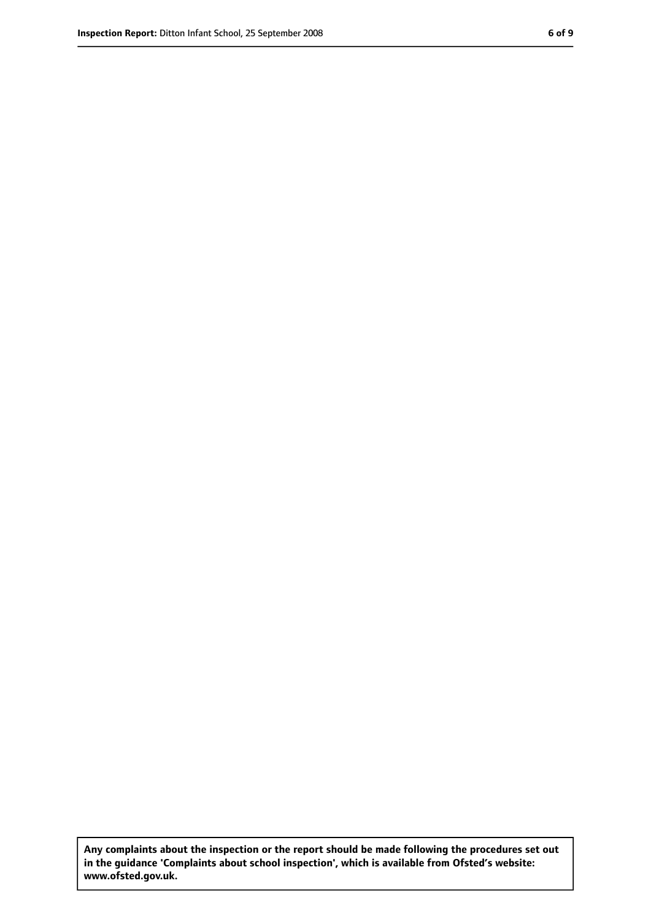**Any complaints about the inspection or the report should be made following the procedures set out in the guidance 'Complaints about school inspection', which is available from Ofsted's website: www.ofsted.gov.uk.**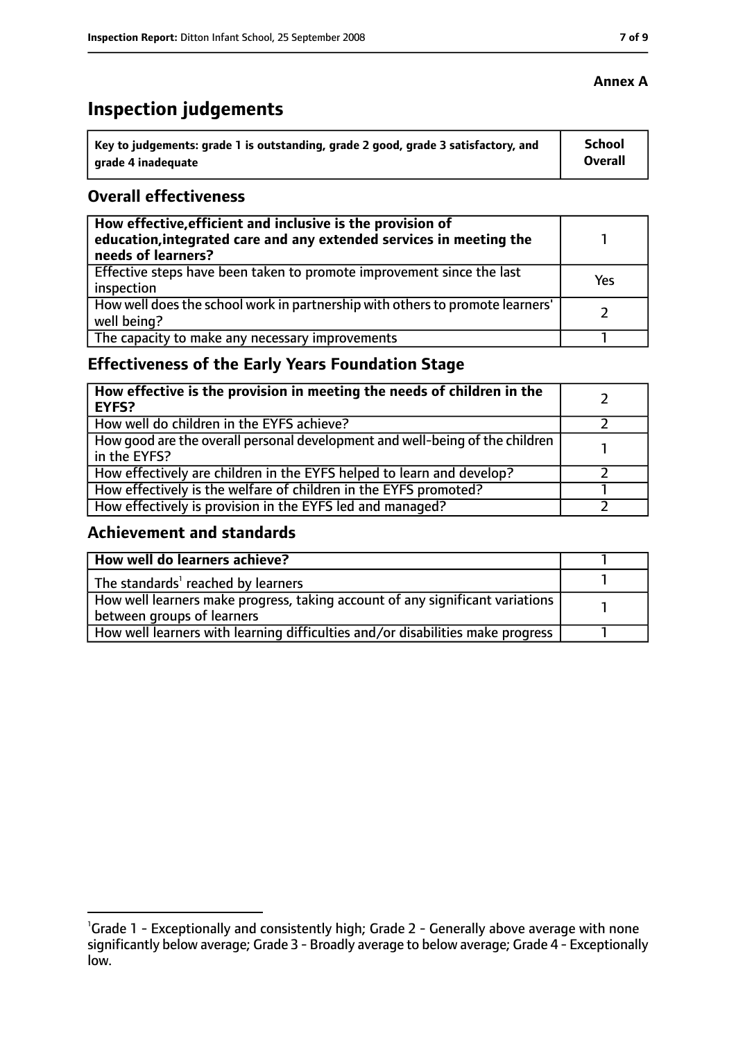**Annex A**

# Inspection judgements

| Key to judgements: grade 1 is outstanding, grade 2 good, grade 3 satisfactory, and grade 4 inadequate | School Overall |
|---|---|

## Overall effectiveness

| | |
|---|---|
| **How effective, efficient and inclusive is the provision of education, integrated care and any extended services in meeting the needs of learners?** | 1 |
| Effective steps have been taken to promote improvement since the last inspection | Yes |
| How well does the school work in partnership with others to promote learners' well being? | 2 |
| The capacity to make any necessary improvements | 1 |

## Effectiveness of the Early Years Foundation Stage

| | |
|---|---|
| **How effective is the provision in meeting the needs of children in the EYFS?** | 2 |
| How well do children in the EYFS achieve? | 2 |
| How good are the overall personal development and well-being of the children in the EYFS? | 1 |
| How effectively are children in the EYFS helped to learn and develop? | 2 |
| How effectively is the welfare of children in the EYFS promoted? | 1 |
| How effectively is provision in the EYFS led and managed? | 2 |

## Achievement and standards

| | |
|---|---|
| **How well do learners achieve?** | 1 |
| The standards[1] reached by learners | 1 |
| How well learners make progress, taking account of any significant variations between groups of learners | 1 |
| How well learners with learning difficulties and/or disabilities make progress | 1 |

[1]Grade 1 - Exceptionally and consistently high; Grade 2 - Generally above average with none significantly below average; Grade 3 - Broadly average to below average; Grade 4 - Exceptionally low.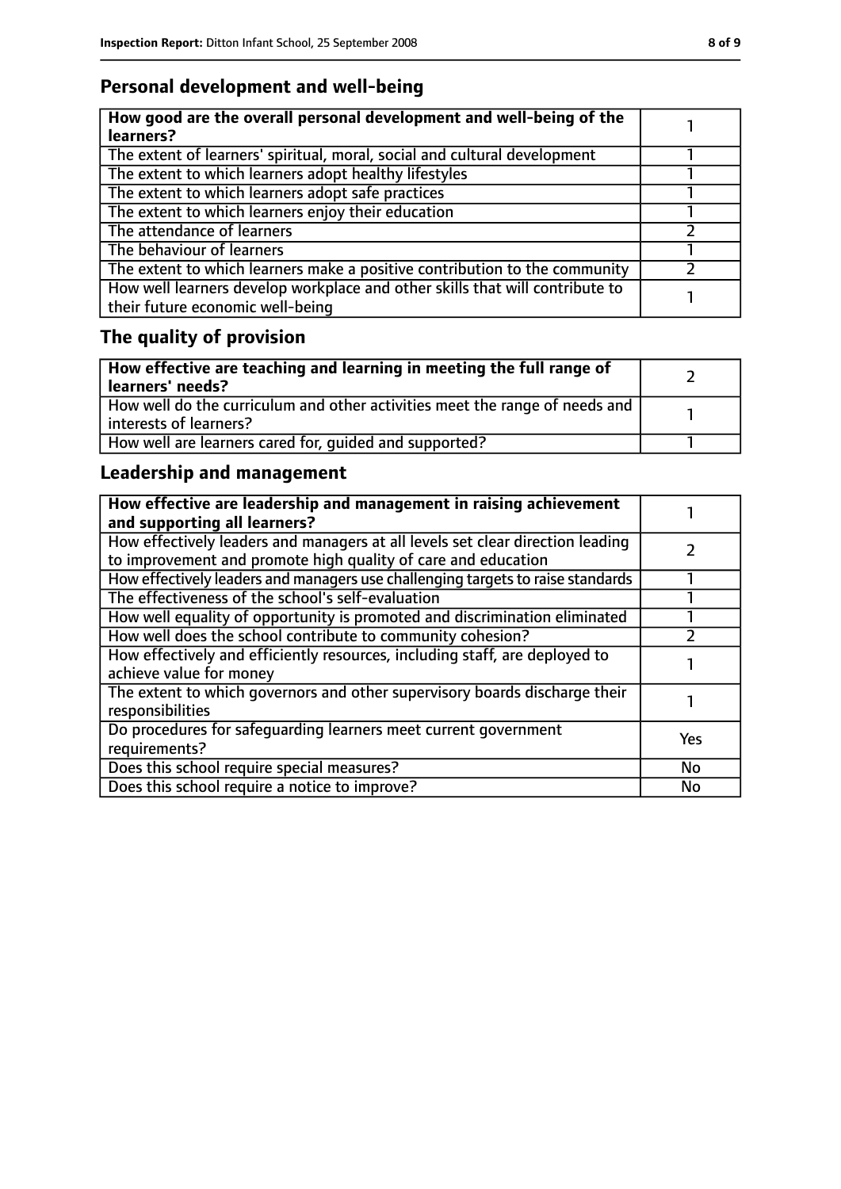## Personal development and well-being

| How good are the overall personal development and well-being of the learners? | 1 |
|---|---|
| The extent of learners' spiritual, moral, social and cultural development | 1 |
| The extent to which learners adopt healthy lifestyles | 1 |
| The extent to which learners adopt safe practices | 1 |
| The extent to which learners enjoy their education | 1 |
| The attendance of learners | 2 |
| The behaviour of learners | 1 |
| The extent to which learners make a positive contribution to the community | 2 |
| How well learners develop workplace and other skills that will contribute to their future economic well-being | 1 |

## The quality of provision

| How effective are teaching and learning in meeting the full range of learners' needs? | 2 |
|---|---|
| How well do the curriculum and other activities meet the range of needs and interests of learners? | 1 |
| How well are learners cared for, guided and supported? | 1 |

## Leadership and management

| How effective are leadership and management in raising achievement and supporting all learners? | 1 |
|---|---|
| How effectively leaders and managers at all levels set clear direction leading to improvement and promote high quality of care and education | 2 |
| How effectively leaders and managers use challenging targets to raise standards | 1 |
| The effectiveness of the school's self-evaluation | 1 |
| How well equality of opportunity is promoted and discrimination eliminated | 1 |
| How well does the school contribute to community cohesion? | 2 |
| How effectively and efficiently resources, including staff, are deployed to achieve value for money | 1 |
| The extent to which governors and other supervisory boards discharge their responsibilities | 1 |
| Do procedures for safeguarding learners meet current government requirements? | Yes |
| Does this school require special measures? | No |
| Does this school require a notice to improve? | No |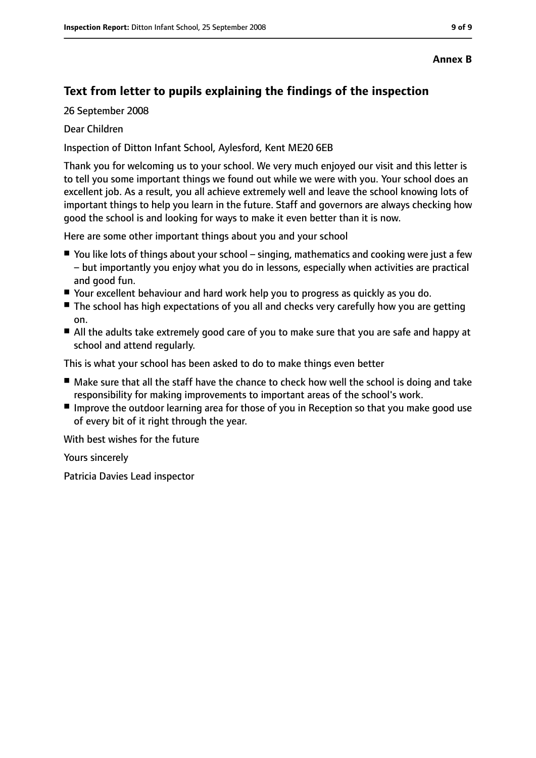**Annex B**

## Text from letter to pupils explaining the findings of the inspection

26 September 2008

Dear Children

Inspection of Ditton Infant School, Aylesford, Kent ME20 6EB

Thank you for welcoming us to your school. We very much enjoyed our visit and this letter is to tell you some important things we found out while we were with you. Your school does an excellent job. As a result, you all achieve extremely well and leave the school knowing lots of important things to help you learn in the future. Staff and governors are always checking how good the school is and looking for ways to make it even better than it is now.

Here are some other important things about you and your school

- You like lots of things about your school – singing, mathematics and cooking were just a few – but importantly you enjoy what you do in lessons, especially when activities are practical and good fun.
- Your excellent behaviour and hard work help you to progress as quickly as you do.
- The school has high expectations of you all and checks very carefully how you are getting on.
- All the adults take extremely good care of you to make sure that you are safe and happy at school and attend regularly.

This is what your school has been asked to do to make things even better

- Make sure that all the staff have the chance to check how well the school is doing and take responsibility for making improvements to important areas of the school's work.
- Improve the outdoor learning area for those of you in Reception so that you make good use of every bit of it right through the year.

With best wishes for the future

Yours sincerely

Patricia Davies Lead inspector